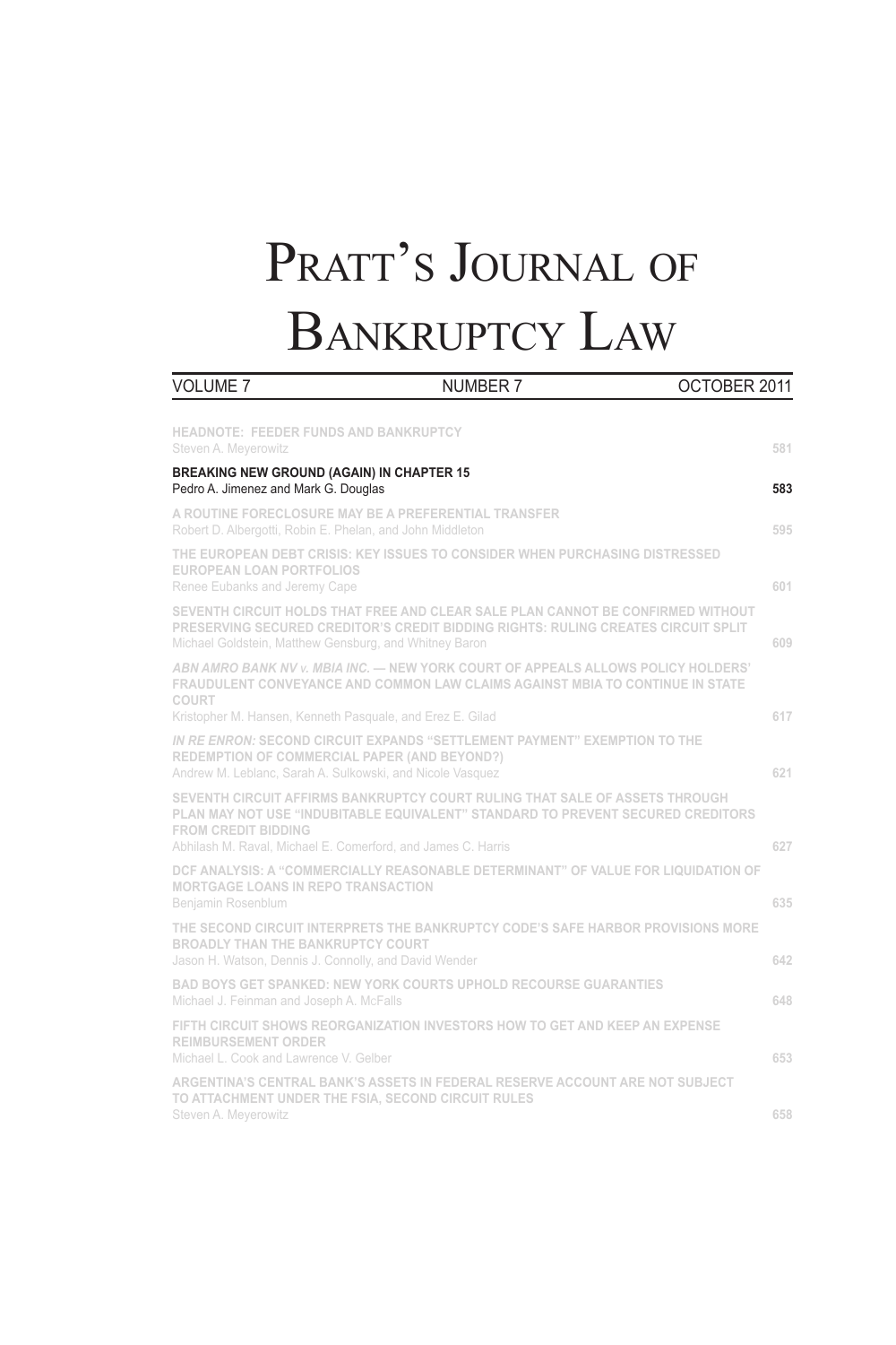# Pratt's Journal of Bankruptcy Law

| VOLUME 7 | NUMBER 7 | OCTOBER 2011 |
|---|---|---|

| | |
|---|---|
| HEADNOTE: FEEDER FUNDS AND BANKRUPTCY<br>Steven A. Meyerowitz | 581 |
| **BREAKING NEW GROUND (AGAIN) IN CHAPTER 15**<br>**Pedro A. Jimenez and Mark G. Douglas** | **583** |
| A ROUTINE FORECLOSURE MAY BE A PREFERENTIAL TRANSFER<br>Robert D. Albergotti, Robin E. Phelan, and John Middleton | 595 |
| THE EUROPEAN DEBT CRISIS: KEY ISSUES TO CONSIDER WHEN PURCHASING DISTRESSED EUROPEAN LOAN PORTFOLIOS<br>Renee Eubanks and Jeremy Cape | 601 |
| SEVENTH CIRCUIT HOLDS THAT FREE AND CLEAR SALE PLAN CANNOT BE CONFIRMED WITHOUT PRESERVING SECURED CREDITOR'S CREDIT BIDDING RIGHTS: RULING CREATES CIRCUIT SPLIT<br>Michael Goldstein, Matthew Gensburg, and Whitney Baron | 609 |
| *ABN AMRO BANK NV v. MBIA INC.* — NEW YORK COURT OF APPEALS ALLOWS POLICY HOLDERS' FRAUDULENT CONVEYANCE AND COMMON LAW CLAIMS AGAINST MBIA TO CONTINUE IN STATE COURT<br>Kristopher M. Hansen, Kenneth Pasquale, and Erez E. Gilad | 617 |
| *IN RE ENRON:* SECOND CIRCUIT EXPANDS "SETTLEMENT PAYMENT" EXEMPTION TO THE REDEMPTION OF COMMERCIAL PAPER (AND BEYOND?)<br>Andrew M. Leblanc, Sarah A. Sulkowski, and Nicole Vasquez | 621 |
| SEVENTH CIRCUIT AFFIRMS BANKRUPTCY COURT RULING THAT SALE OF ASSETS THROUGH PLAN MAY NOT USE "INDUBITABLE EQUIVALENT" STANDARD TO PREVENT SECURED CREDITORS FROM CREDIT BIDDING<br>Abhilash M. Raval, Michael E. Comerford, and James C. Harris | 627 |
| DCF ANALYSIS: A "COMMERCIALLY REASONABLE DETERMINANT" OF VALUE FOR LIQUIDATION OF MORTGAGE LOANS IN REPO TRANSACTION<br>Benjamin Rosenblum | 635 |
| THE SECOND CIRCUIT INTERPRETS THE BANKRUPTCY CODE'S SAFE HARBOR PROVISIONS MORE BROADLY THAN THE BANKRUPTCY COURT<br>Jason H. Watson, Dennis J. Connolly, and David Wender | 642 |
| BAD BOYS GET SPANKED: NEW YORK COURTS UPHOLD RECOURSE GUARANTIES<br>Michael J. Feinman and Joseph A. McFalls | 648 |
| FIFTH CIRCUIT SHOWS REORGANIZATION INVESTORS HOW TO GET AND KEEP AN EXPENSE REIMBURSEMENT ORDER<br>Michael L. Cook and Lawrence V. Gelber | 653 |
| ARGENTINA'S CENTRAL BANK'S ASSETS IN FEDERAL RESERVE ACCOUNT ARE NOT SUBJECT TO ATTACHMENT UNDER THE FSIA, SECOND CIRCUIT RULES<br>Steven A. Meyerowitz | 658 |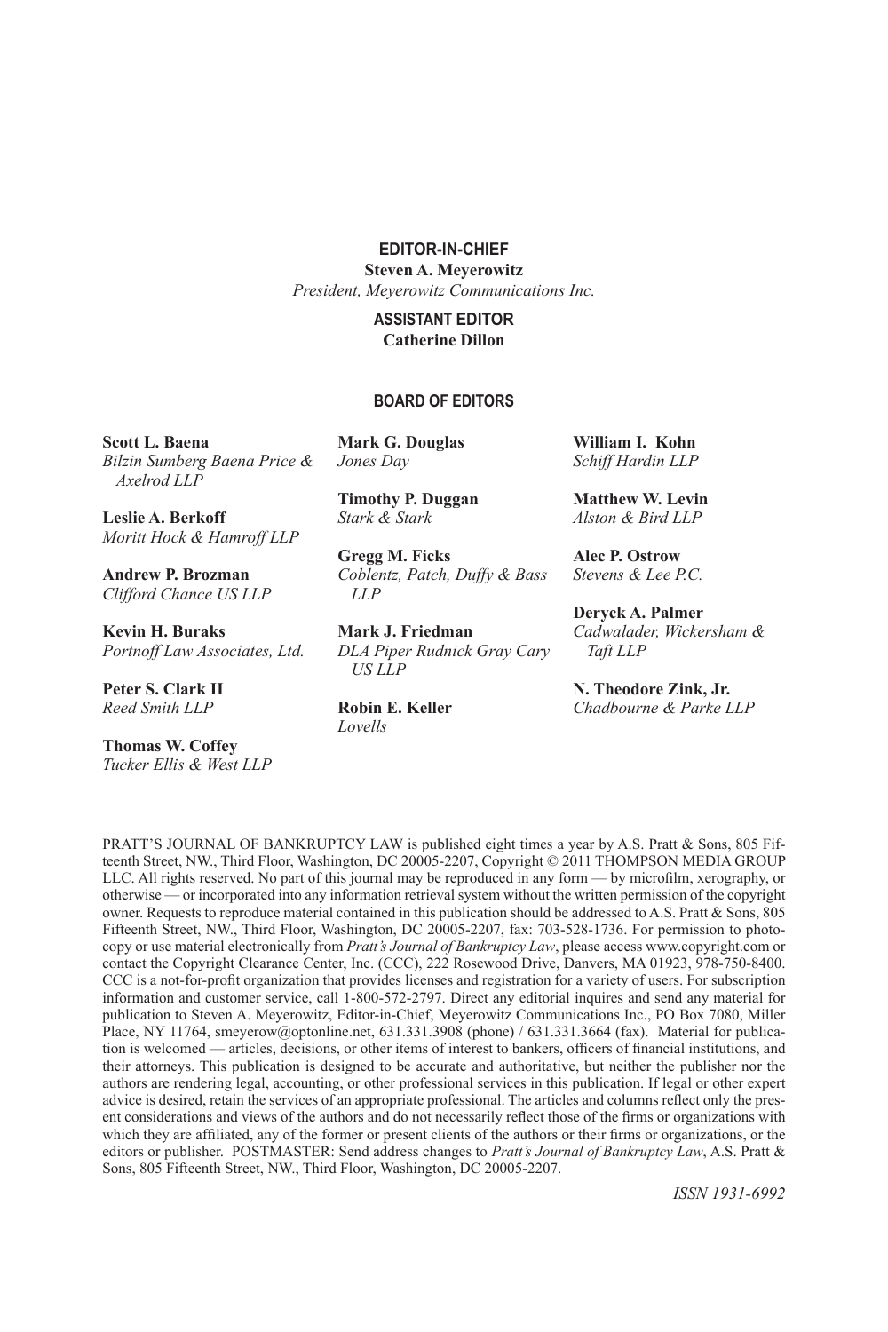**EDITOR-IN-CHIEF**

**Steven A. Meyerowitz**

*President, Meyerowitz Communications Inc.*

**ASSISTANT EDITOR**

**Catherine Dillon**

**BOARD OF EDITORS**

**Scott L. Baena**
*Bilzin Sumberg Baena Price & Axelrod LLP*

**Leslie A. Berkoff**
*Moritt Hock & Hamroff LLP*

**Andrew P. Brozman**
*Clifford Chance US LLP*

**Kevin H. Buraks**
*Portnoff Law Associates, Ltd.*

**Peter S. Clark II**
*Reed Smith LLP*

**Thomas W. Coffey**
*Tucker Ellis & West LLP*

**Mark G. Douglas**
*Jones Day*

**Timothy P. Duggan**
*Stark & Stark*

**Gregg M. Ficks**
*Coblentz, Patch, Duffy & Bass LLP*

**Mark J. Friedman**
*DLA Piper Rudnick Gray Cary US LLP*

**Robin E. Keller**
*Lovells*

**William I. Kohn**
*Schiff Hardin LLP*

**Matthew W. Levin**
*Alston & Bird LLP*

**Alec P. Ostrow**
*Stevens & Lee P.C.*

**Deryck A. Palmer**
*Cadwalader, Wickersham & Taft LLP*

**N. Theodore Zink, Jr.**
*Chadbourne & Parke LLP*

PRATT'S JOURNAL OF BANKRUPTCY LAW is published eight times a year by A.S. Pratt & Sons, 805 Fifteenth Street, NW., Third Floor, Washington, DC 20005-2207, Copyright © 2011 THOMPSON MEDIA GROUP LLC. All rights reserved. No part of this journal may be reproduced in any form — by microfilm, xerography, or otherwise — or incorporated into any information retrieval system without the written permission of the copyright owner. Requests to reproduce material contained in this publication should be addressed to A.S. Pratt & Sons, 805 Fifteenth Street, NW., Third Floor, Washington, DC 20005-2207, fax: 703-528-1736. For permission to photocopy or use material electronically from *Pratt's Journal of Bankruptcy Law*, please access www.copyright.com or contact the Copyright Clearance Center, Inc. (CCC), 222 Rosewood Drive, Danvers, MA 01923, 978-750-8400. CCC is a not-for-profit organization that provides licenses and registration for a variety of users. For subscription information and customer service, call 1-800-572-2797. Direct any editorial inquires and send any material for publication to Steven A. Meyerowitz, Editor-in-Chief, Meyerowitz Communications Inc., PO Box 7080, Miller Place, NY 11764, smeyerow@optonline.net, 631.331.3908 (phone) / 631.331.3664 (fax). Material for publication is welcomed — articles, decisions, or other items of interest to bankers, officers of financial institutions, and their attorneys. This publication is designed to be accurate and authoritative, but neither the publisher nor the authors are rendering legal, accounting, or other professional services in this publication. If legal or other expert advice is desired, retain the services of an appropriate professional. The articles and columns reflect only the present considerations and views of the authors and do not necessarily reflect those of the firms or organizations with which they are affiliated, any of the former or present clients of the authors or their firms or organizations, or the editors or publisher. POSTMASTER: Send address changes to *Pratt's Journal of Bankruptcy Law*, A.S. Pratt & Sons, 805 Fifteenth Street, NW., Third Floor, Washington, DC 20005-2207.

*ISSN 1931-6992*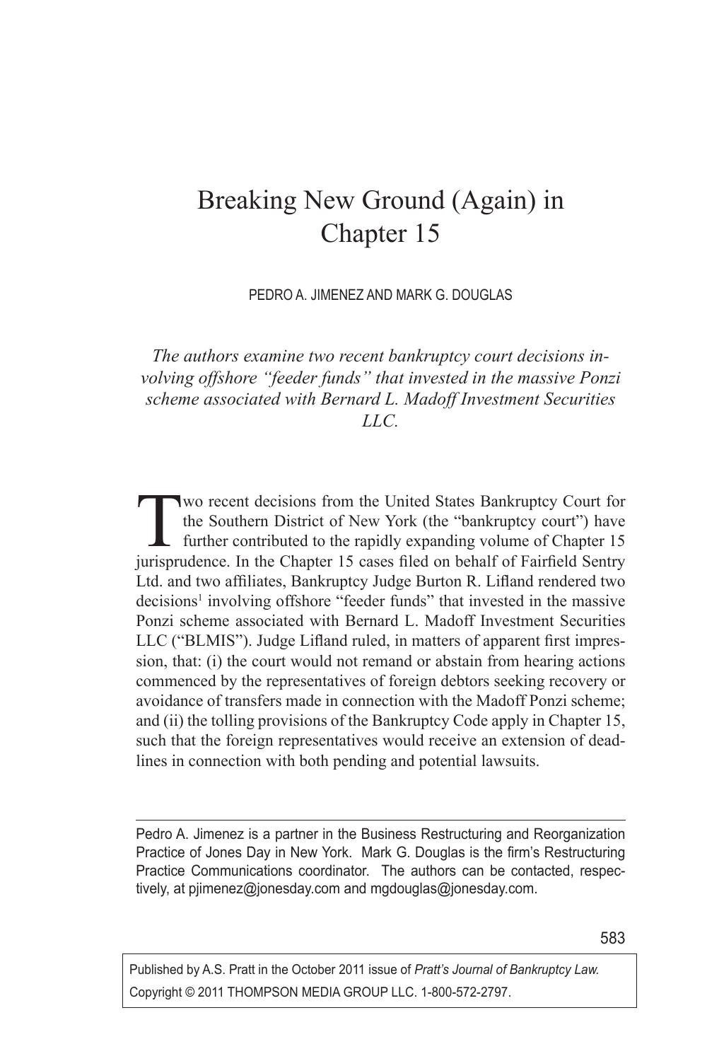# Breaking New Ground (Again) in Chapter 15

PEDRO A. JIMENEZ AND MARK G. DOUGLAS

*The authors examine two recent bankruptcy court decisions involving offshore "feeder funds" that invested in the massive Ponzi scheme associated with Bernard L. Madoff Investment Securities LLC.*

Two recent decisions from the United States Bankruptcy Court for the Southern District of New York (the "bankruptcy court") have further contributed to the rapidly expanding volume of Chapter 15 jurisprudence. In the Chapter 15 cases filed on behalf of Fairfield Sentry Ltd. and two affiliates, Bankruptcy Judge Burton R. Lifland rendered two decisions[1] involving offshore "feeder funds" that invested in the massive Ponzi scheme associated with Bernard L. Madoff Investment Securities LLC ("BLMIS"). Judge Lifland ruled, in matters of apparent first impression, that: (i) the court would not remand or abstain from hearing actions commenced by the representatives of foreign debtors seeking recovery or avoidance of transfers made in connection with the Madoff Ponzi scheme; and (ii) the tolling provisions of the Bankruptcy Code apply in Chapter 15, such that the foreign representatives would receive an extension of deadlines in connection with both pending and potential lawsuits.

---

Pedro A. Jimenez is a partner in the Business Restructuring and Reorganization Practice of Jones Day in New York. Mark G. Douglas is the firm's Restructuring Practice Communications coordinator. The authors can be contacted, respectively, at pjimenez@jonesday.com and mgdouglas@jonesday.com.

Published by A.S. Pratt in the October 2011 issue of *Pratt's Journal of Bankruptcy Law.*
Copyright © 2011 THOMPSON MEDIA GROUP LLC. 1-800-572-2797.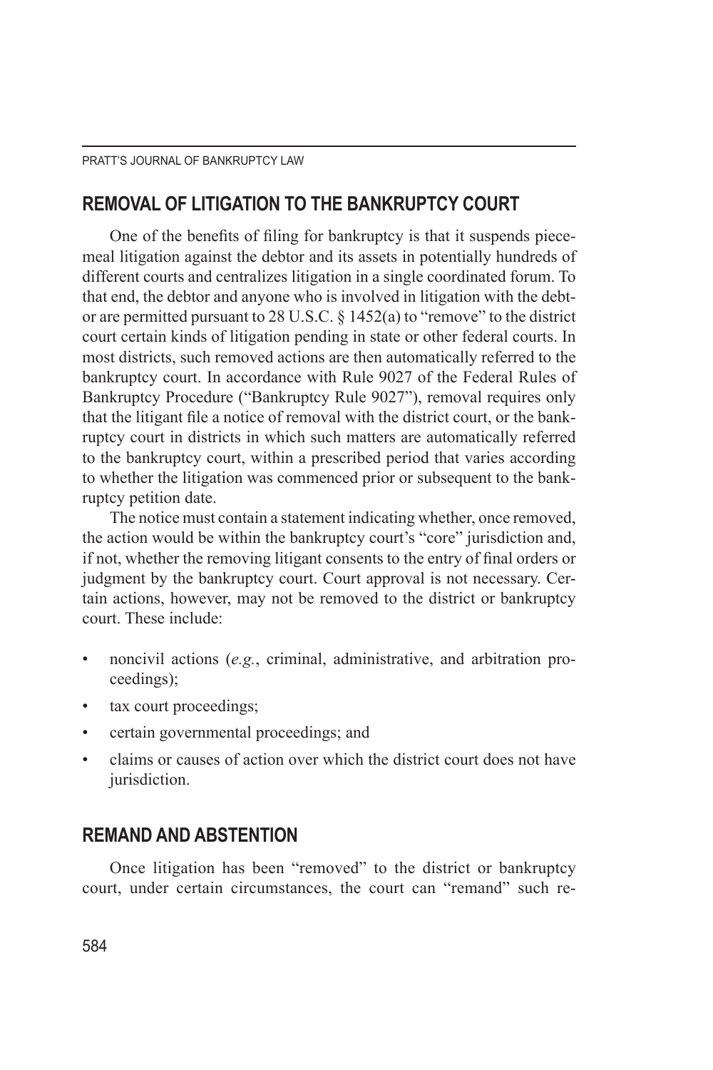## REMOVAL OF LITIGATION TO THE BANKRUPTCY COURT

One of the benefits of filing for bankruptcy is that it suspends piecemeal litigation against the debtor and its assets in potentially hundreds of different courts and centralizes litigation in a single coordinated forum. To that end, the debtor and anyone who is involved in litigation with the debtor are permitted pursuant to 28 U.S.C. § 1452(a) to "remove" to the district court certain kinds of litigation pending in state or other federal courts. In most districts, such removed actions are then automatically referred to the bankruptcy court. In accordance with Rule 9027 of the Federal Rules of Bankruptcy Procedure ("Bankruptcy Rule 9027"), removal requires only that the litigant file a notice of removal with the district court, or the bankruptcy court in districts in which such matters are automatically referred to the bankruptcy court, within a prescribed period that varies according to whether the litigation was commenced prior or subsequent to the bankruptcy petition date.

The notice must contain a statement indicating whether, once removed, the action would be within the bankruptcy court's "core" jurisdiction and, if not, whether the removing litigant consents to the entry of final orders or judgment by the bankruptcy court. Court approval is not necessary. Certain actions, however, may not be removed to the district or bankruptcy court. These include:

- noncivil actions (*e.g.*, criminal, administrative, and arbitration proceedings);
- tax court proceedings;
- certain governmental proceedings; and
- claims or causes of action over which the district court does not have jurisdiction.

## REMAND AND ABSTENTION

Once litigation has been "removed" to the district or bankruptcy court, under certain circumstances, the court can "remand" such re-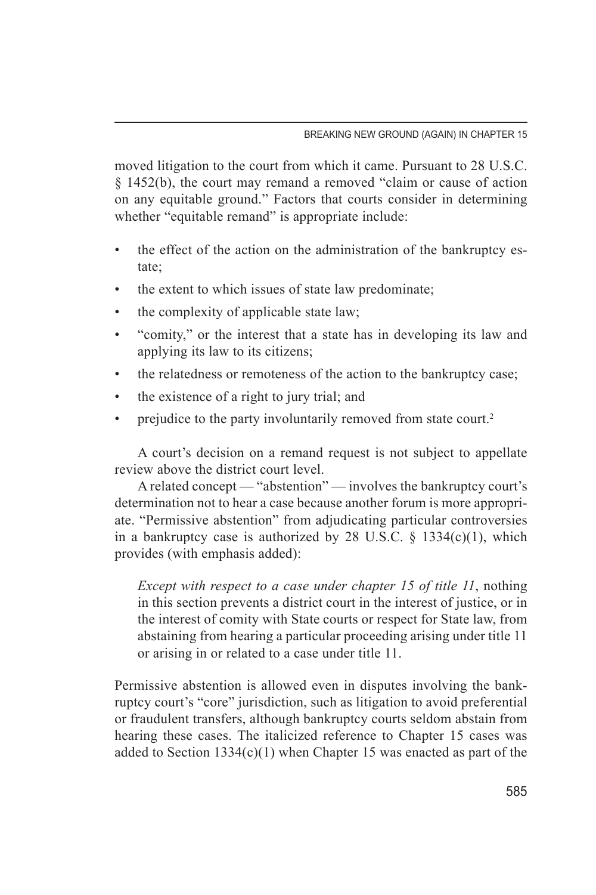moved litigation to the court from which it came. Pursuant to 28 U.S.C. § 1452(b), the court may remand a removed "claim or cause of action on any equitable ground." Factors that courts consider in determining whether "equitable remand" is appropriate include:

- the effect of the action on the administration of the bankruptcy estate;
- the extent to which issues of state law predominate;
- the complexity of applicable state law;
- "comity," or the interest that a state has in developing its law and applying its law to its citizens;
- the relatedness or remoteness of the action to the bankruptcy case;
- the existence of a right to jury trial; and
- prejudice to the party involuntarily removed from state court.[2]

A court's decision on a remand request is not subject to appellate review above the district court level.

A related concept — "abstention" — involves the bankruptcy court's determination not to hear a case because another forum is more appropriate. "Permissive abstention" from adjudicating particular controversies in a bankruptcy case is authorized by 28 U.S.C. § 1334(c)(1), which provides (with emphasis added):

> *Except with respect to a case under chapter 15 of title 11*, nothing in this section prevents a district court in the interest of justice, or in the interest of comity with State courts or respect for State law, from abstaining from hearing a particular proceeding arising under title 11 or arising in or related to a case under title 11.

Permissive abstention is allowed even in disputes involving the bankruptcy court's "core" jurisdiction, such as litigation to avoid preferential or fraudulent transfers, although bankruptcy courts seldom abstain from hearing these cases. The italicized reference to Chapter 15 cases was added to Section 1334(c)(1) when Chapter 15 was enacted as part of the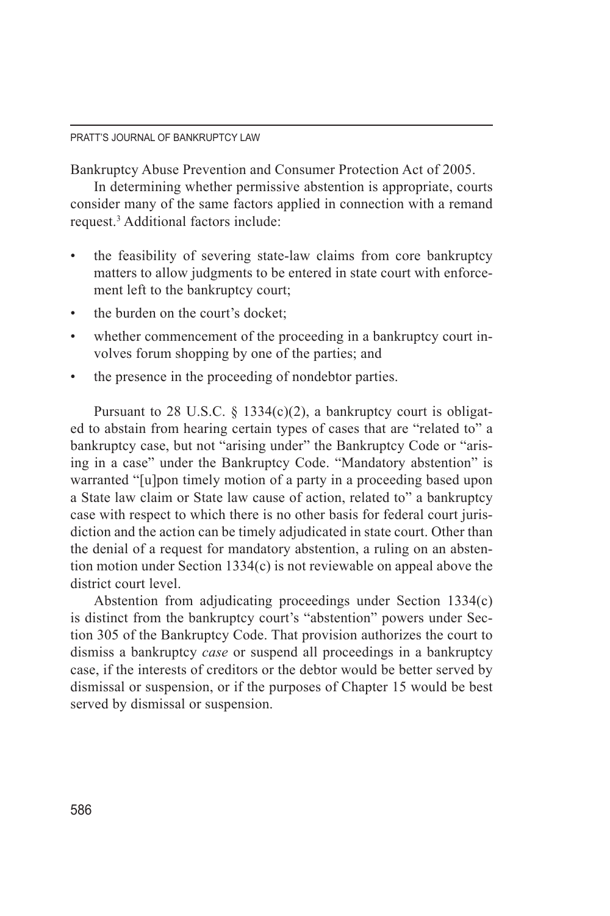Bankruptcy Abuse Prevention and Consumer Protection Act of 2005.

In determining whether permissive abstention is appropriate, courts consider many of the same factors applied in connection with a remand request.[3] Additional factors include:

- the feasibility of severing state-law claims from core bankruptcy matters to allow judgments to be entered in state court with enforcement left to the bankruptcy court;
- the burden on the court's docket;
- whether commencement of the proceeding in a bankruptcy court involves forum shopping by one of the parties; and
- the presence in the proceeding of nondebtor parties.

Pursuant to 28 U.S.C. § 1334(c)(2), a bankruptcy court is obligated to abstain from hearing certain types of cases that are "related to" a bankruptcy case, but not "arising under" the Bankruptcy Code or "arising in a case" under the Bankruptcy Code. "Mandatory abstention" is warranted "[u]pon timely motion of a party in a proceeding based upon a State law claim or State law cause of action, related to" a bankruptcy case with respect to which there is no other basis for federal court jurisdiction and the action can be timely adjudicated in state court. Other than the denial of a request for mandatory abstention, a ruling on an abstention motion under Section 1334(c) is not reviewable on appeal above the district court level.

Abstention from adjudicating proceedings under Section 1334(c) is distinct from the bankruptcy court's "abstention" powers under Section 305 of the Bankruptcy Code. That provision authorizes the court to dismiss a bankruptcy *case* or suspend all proceedings in a bankruptcy case, if the interests of creditors or the debtor would be better served by dismissal or suspension, or if the purposes of Chapter 15 would be best served by dismissal or suspension.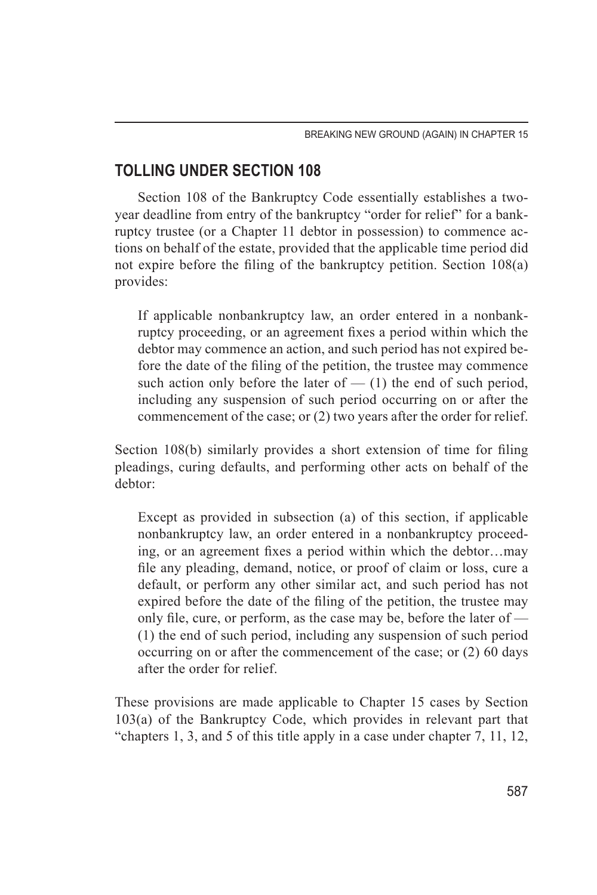## TOLLING UNDER SECTION 108

Section 108 of the Bankruptcy Code essentially establishes a two-year deadline from entry of the bankruptcy "order for relief" for a bankruptcy trustee (or a Chapter 11 debtor in possession) to commence actions on behalf of the estate, provided that the applicable time period did not expire before the filing of the bankruptcy petition. Section 108(a) provides:

> If applicable nonbankruptcy law, an order entered in a nonbankruptcy proceeding, or an agreement fixes a period within which the debtor may commence an action, and such period has not expired before the date of the filing of the petition, the trustee may commence such action only before the later of — (1) the end of such period, including any suspension of such period occurring on or after the commencement of the case; or (2) two years after the order for relief.

Section 108(b) similarly provides a short extension of time for filing pleadings, curing defaults, and performing other acts on behalf of the debtor:

> Except as provided in subsection (a) of this section, if applicable nonbankruptcy law, an order entered in a nonbankruptcy proceeding, or an agreement fixes a period within which the debtor…may file any pleading, demand, notice, or proof of claim or loss, cure a default, or perform any other similar act, and such period has not expired before the date of the filing of the petition, the trustee may only file, cure, or perform, as the case may be, before the later of — (1) the end of such period, including any suspension of such period occurring on or after the commencement of the case; or (2) 60 days after the order for relief.

These provisions are made applicable to Chapter 15 cases by Section 103(a) of the Bankruptcy Code, which provides in relevant part that "chapters 1, 3, and 5 of this title apply in a case under chapter 7, 11, 12,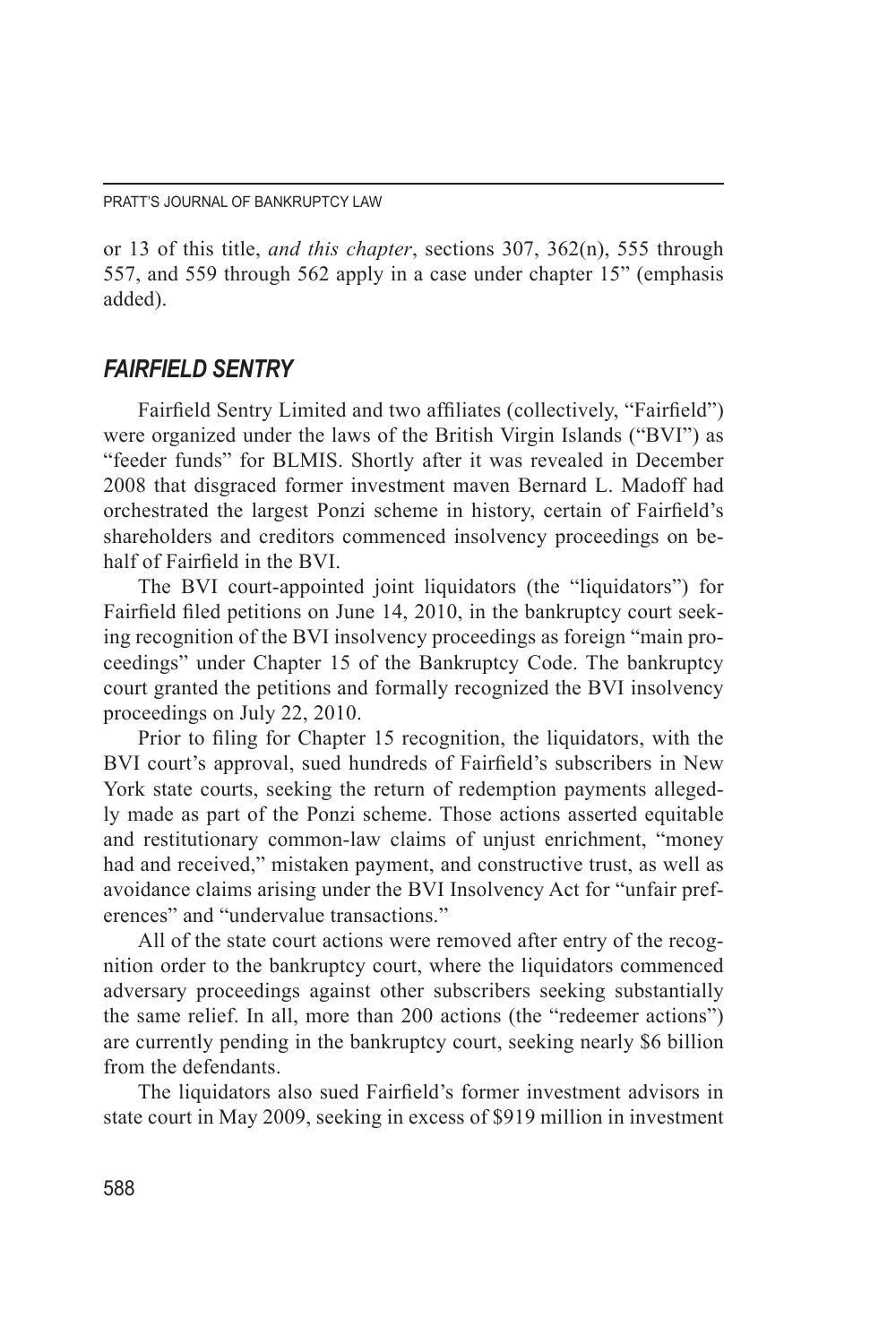or 13 of this title, *and this chapter*, sections 307, 362(n), 555 through 557, and 559 through 562 apply in a case under chapter 15" (emphasis added).

## *FAIRFIELD SENTRY*

Fairfield Sentry Limited and two affiliates (collectively, "Fairfield") were organized under the laws of the British Virgin Islands ("BVI") as "feeder funds" for BLMIS. Shortly after it was revealed in December 2008 that disgraced former investment maven Bernard L. Madoff had orchestrated the largest Ponzi scheme in history, certain of Fairfield's shareholders and creditors commenced insolvency proceedings on behalf of Fairfield in the BVI.

The BVI court-appointed joint liquidators (the "liquidators") for Fairfield filed petitions on June 14, 2010, in the bankruptcy court seeking recognition of the BVI insolvency proceedings as foreign "main proceedings" under Chapter 15 of the Bankruptcy Code. The bankruptcy court granted the petitions and formally recognized the BVI insolvency proceedings on July 22, 2010.

Prior to filing for Chapter 15 recognition, the liquidators, with the BVI court's approval, sued hundreds of Fairfield's subscribers in New York state courts, seeking the return of redemption payments allegedly made as part of the Ponzi scheme. Those actions asserted equitable and restitutionary common-law claims of unjust enrichment, "money had and received," mistaken payment, and constructive trust, as well as avoidance claims arising under the BVI Insolvency Act for "unfair preferences" and "undervalue transactions."

All of the state court actions were removed after entry of the recognition order to the bankruptcy court, where the liquidators commenced adversary proceedings against other subscribers seeking substantially the same relief. In all, more than 200 actions (the "redeemer actions") are currently pending in the bankruptcy court, seeking nearly $6 billion from the defendants.

The liquidators also sued Fairfield's former investment advisors in state court in May 2009, seeking in excess of $919 million in investment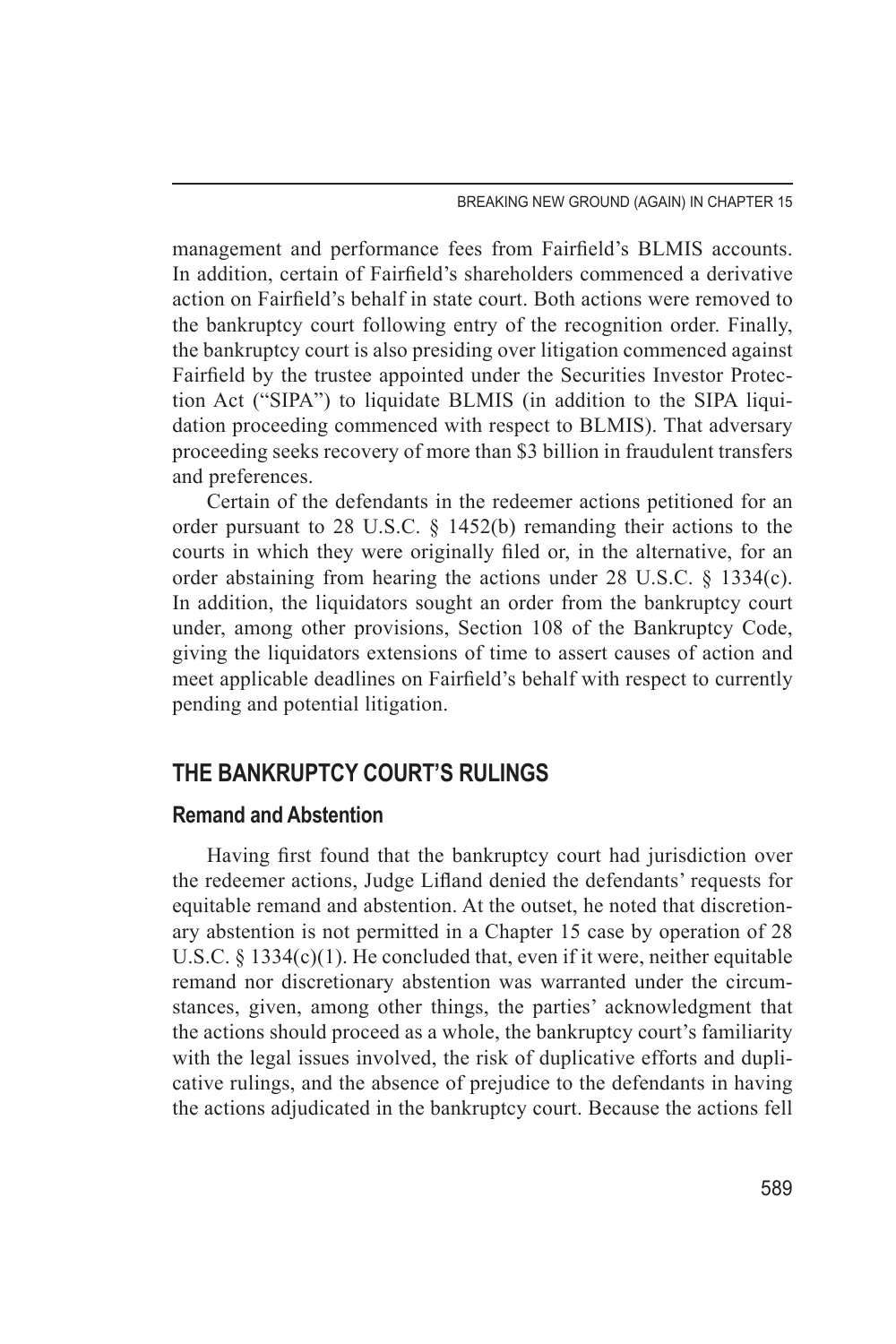management and performance fees from Fairfield's BLMIS accounts. In addition, certain of Fairfield's shareholders commenced a derivative action on Fairfield's behalf in state court. Both actions were removed to the bankruptcy court following entry of the recognition order. Finally, the bankruptcy court is also presiding over litigation commenced against Fairfield by the trustee appointed under the Securities Investor Protection Act ("SIPA") to liquidate BLMIS (in addition to the SIPA liquidation proceeding commenced with respect to BLMIS). That adversary proceeding seeks recovery of more than $3 billion in fraudulent transfers and preferences.

Certain of the defendants in the redeemer actions petitioned for an order pursuant to 28 U.S.C. § 1452(b) remanding their actions to the courts in which they were originally filed or, in the alternative, for an order abstaining from hearing the actions under 28 U.S.C. § 1334(c). In addition, the liquidators sought an order from the bankruptcy court under, among other provisions, Section 108 of the Bankruptcy Code, giving the liquidators extensions of time to assert causes of action and meet applicable deadlines on Fairfield's behalf with respect to currently pending and potential litigation.

## THE BANKRUPTCY COURT'S RULINGS

### Remand and Abstention

Having first found that the bankruptcy court had jurisdiction over the redeemer actions, Judge Lifland denied the defendants' requests for equitable remand and abstention. At the outset, he noted that discretionary abstention is not permitted in a Chapter 15 case by operation of 28 U.S.C. § 1334(c)(1). He concluded that, even if it were, neither equitable remand nor discretionary abstention was warranted under the circumstances, given, among other things, the parties' acknowledgment that the actions should proceed as a whole, the bankruptcy court's familiarity with the legal issues involved, the risk of duplicative efforts and duplicative rulings, and the absence of prejudice to the defendants in having the actions adjudicated in the bankruptcy court. Because the actions fell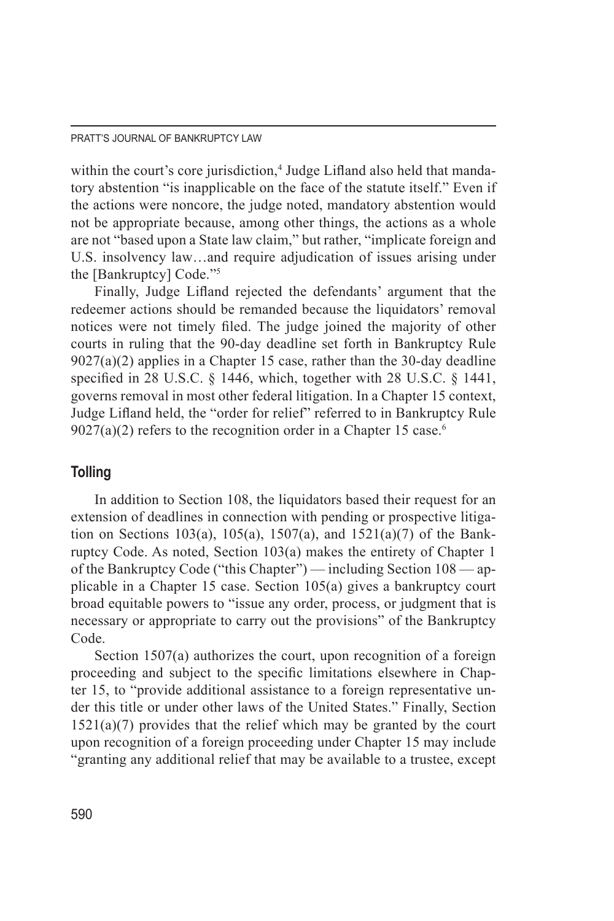within the court's core jurisdiction,[4] Judge Lifland also held that mandatory abstention "is inapplicable on the face of the statute itself." Even if the actions were noncore, the judge noted, mandatory abstention would not be appropriate because, among other things, the actions as a whole are not "based upon a State law claim," but rather, "implicate foreign and U.S. insolvency law…and require adjudication of issues arising under the [Bankruptcy] Code."[5]

Finally, Judge Lifland rejected the defendants' argument that the redeemer actions should be remanded because the liquidators' removal notices were not timely filed. The judge joined the majority of other courts in ruling that the 90-day deadline set forth in Bankruptcy Rule 9027(a)(2) applies in a Chapter 15 case, rather than the 30-day deadline specified in 28 U.S.C. § 1446, which, together with 28 U.S.C. § 1441, governs removal in most other federal litigation. In a Chapter 15 context, Judge Lifland held, the "order for relief" referred to in Bankruptcy Rule 9027(a)(2) refers to the recognition order in a Chapter 15 case.[6]

## Tolling

In addition to Section 108, the liquidators based their request for an extension of deadlines in connection with pending or prospective litigation on Sections 103(a), 105(a), 1507(a), and 1521(a)(7) of the Bankruptcy Code. As noted, Section 103(a) makes the entirety of Chapter 1 of the Bankruptcy Code ("this Chapter") — including Section 108 — applicable in a Chapter 15 case. Section 105(a) gives a bankruptcy court broad equitable powers to "issue any order, process, or judgment that is necessary or appropriate to carry out the provisions" of the Bankruptcy Code.

Section 1507(a) authorizes the court, upon recognition of a foreign proceeding and subject to the specific limitations elsewhere in Chapter 15, to "provide additional assistance to a foreign representative under this title or under other laws of the United States." Finally, Section 1521(a)(7) provides that the relief which may be granted by the court upon recognition of a foreign proceeding under Chapter 15 may include "granting any additional relief that may be available to a trustee, except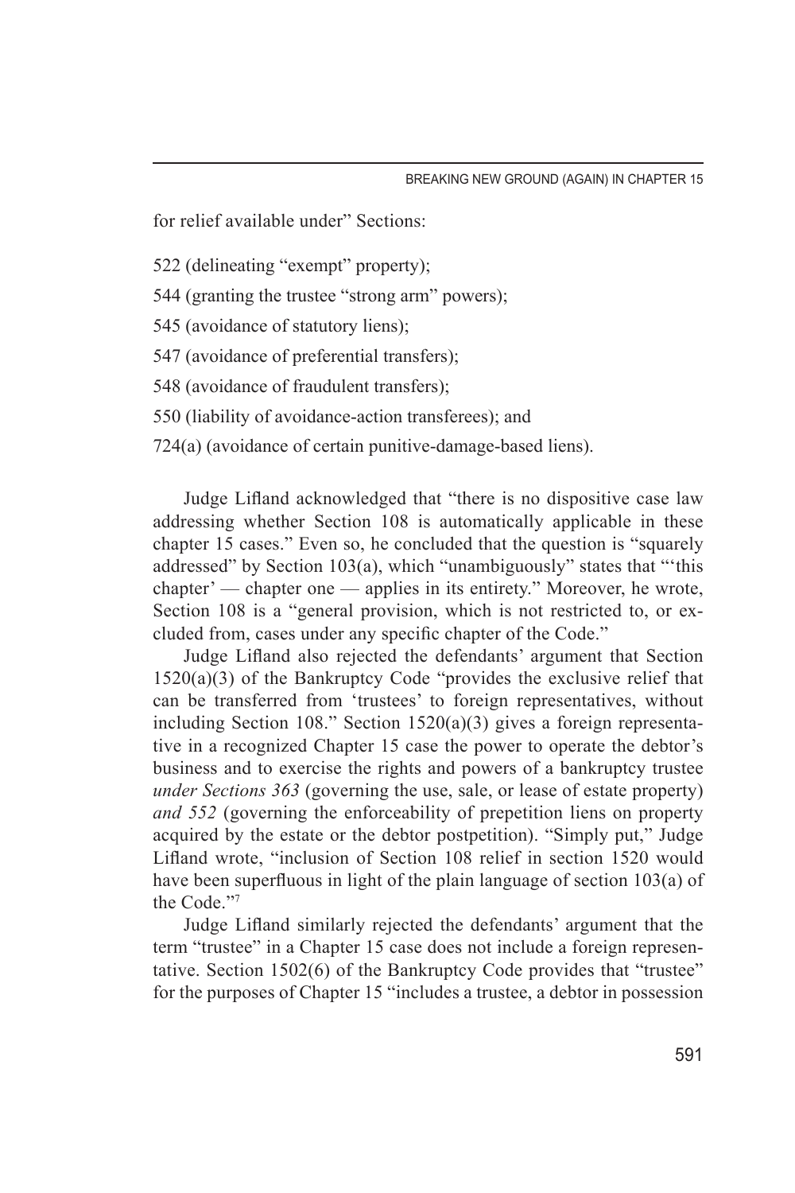for relief available under" Sections:

522 (delineating "exempt" property);

544 (granting the trustee "strong arm" powers);

545 (avoidance of statutory liens);

547 (avoidance of preferential transfers);

548 (avoidance of fraudulent transfers);

550 (liability of avoidance-action transferees); and

724(a) (avoidance of certain punitive-damage-based liens).

Judge Lifland acknowledged that "there is no dispositive case law addressing whether Section 108 is automatically applicable in these chapter 15 cases." Even so, he concluded that the question is "squarely addressed" by Section 103(a), which "unambiguously" states that "'this chapter' — chapter one — applies in its entirety." Moreover, he wrote, Section 108 is a "general provision, which is not restricted to, or excluded from, cases under any specific chapter of the Code."

Judge Lifland also rejected the defendants' argument that Section 1520(a)(3) of the Bankruptcy Code "provides the exclusive relief that can be transferred from 'trustees' to foreign representatives, without including Section 108." Section 1520(a)(3) gives a foreign representative in a recognized Chapter 15 case the power to operate the debtor's business and to exercise the rights and powers of a bankruptcy trustee *under Sections 363* (governing the use, sale, or lease of estate property) *and 552* (governing the enforceability of prepetition liens on property acquired by the estate or the debtor postpetition). "Simply put," Judge Lifland wrote, "inclusion of Section 108 relief in section 1520 would have been superfluous in light of the plain language of section 103(a) of the Code."[7]

Judge Lifland similarly rejected the defendants' argument that the term "trustee" in a Chapter 15 case does not include a foreign representative. Section 1502(6) of the Bankruptcy Code provides that "trustee" for the purposes of Chapter 15 "includes a trustee, a debtor in possession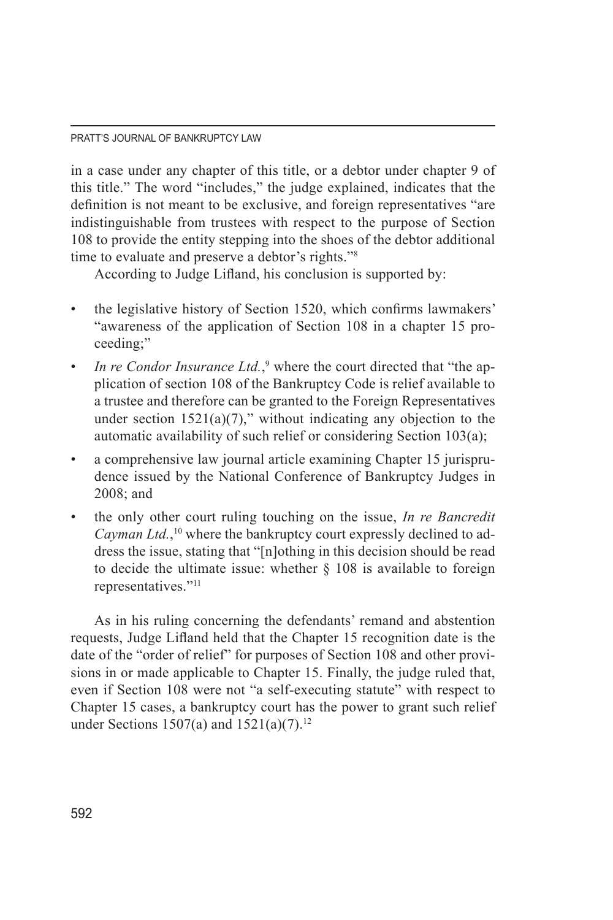in a case under any chapter of this title, or a debtor under chapter 9 of this title." The word "includes," the judge explained, indicates that the definition is not meant to be exclusive, and foreign representatives "are indistinguishable from trustees with respect to the purpose of Section 108 to provide the entity stepping into the shoes of the debtor additional time to evaluate and preserve a debtor's rights."[8]

According to Judge Lifland, his conclusion is supported by:

- the legislative history of Section 1520, which confirms lawmakers' "awareness of the application of Section 108 in a chapter 15 proceeding;"
- *In re Condor Insurance Ltd.*,[9] where the court directed that "the application of section 108 of the Bankruptcy Code is relief available to a trustee and therefore can be granted to the Foreign Representatives under section 1521(a)(7)," without indicating any objection to the automatic availability of such relief or considering Section 103(a);
- a comprehensive law journal article examining Chapter 15 jurisprudence issued by the National Conference of Bankruptcy Judges in 2008; and
- the only other court ruling touching on the issue, *In re Bancredit Cayman Ltd.*,[10] where the bankruptcy court expressly declined to address the issue, stating that "[n]othing in this decision should be read to decide the ultimate issue: whether § 108 is available to foreign representatives."[11]

As in his ruling concerning the defendants' remand and abstention requests, Judge Lifland held that the Chapter 15 recognition date is the date of the "order of relief" for purposes of Section 108 and other provisions in or made applicable to Chapter 15. Finally, the judge ruled that, even if Section 108 were not "a self-executing statute" with respect to Chapter 15 cases, a bankruptcy court has the power to grant such relief under Sections 1507(a) and 1521(a)(7).[12]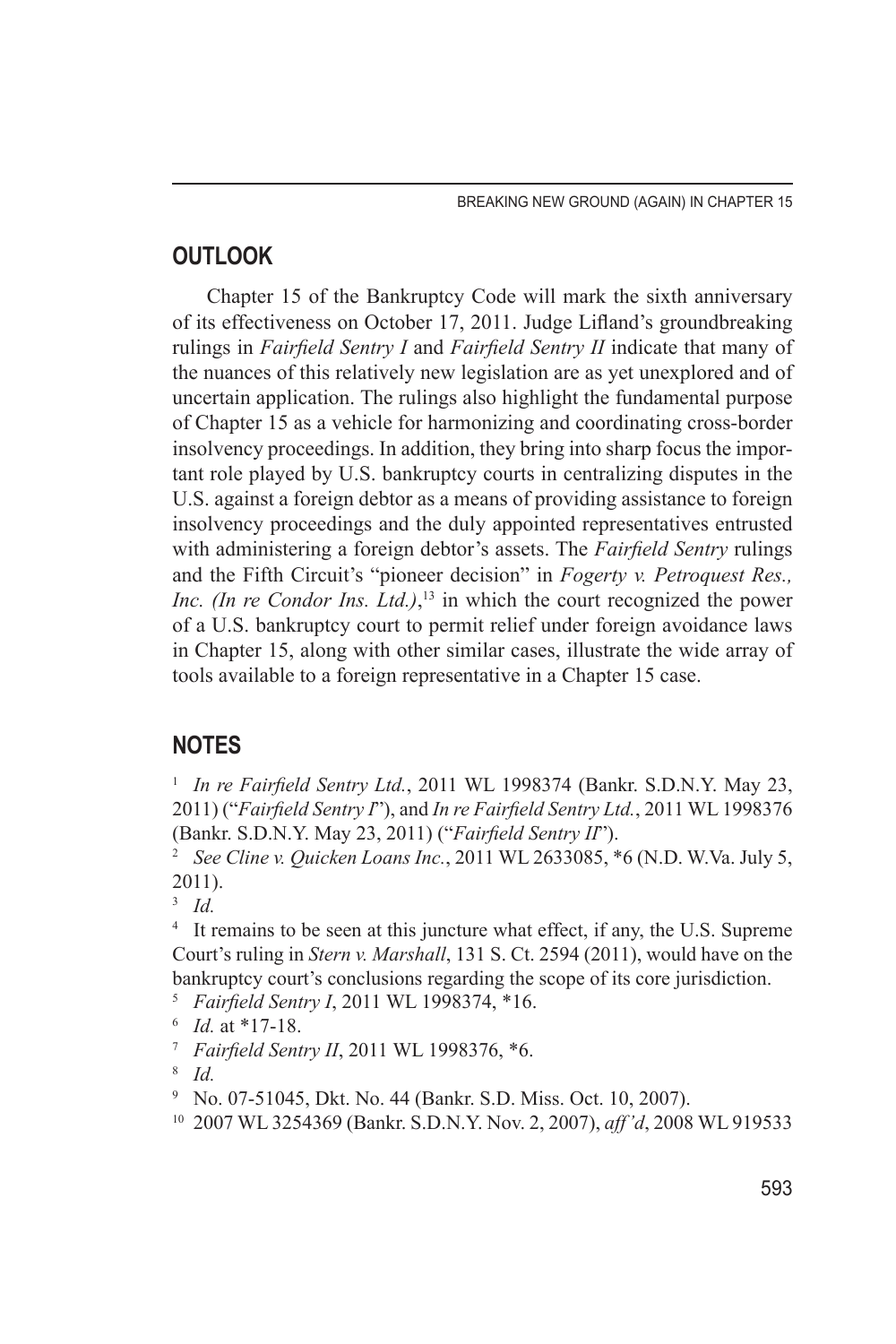## OUTLOOK

Chapter 15 of the Bankruptcy Code will mark the sixth anniversary of its effectiveness on October 17, 2011. Judge Lifland's groundbreaking rulings in *Fairfield Sentry I* and *Fairfield Sentry II* indicate that many of the nuances of this relatively new legislation are as yet unexplored and of uncertain application. The rulings also highlight the fundamental purpose of Chapter 15 as a vehicle for harmonizing and coordinating cross-border insolvency proceedings. In addition, they bring into sharp focus the important role played by U.S. bankruptcy courts in centralizing disputes in the U.S. against a foreign debtor as a means of providing assistance to foreign insolvency proceedings and the duly appointed representatives entrusted with administering a foreign debtor's assets. The *Fairfield Sentry* rulings and the Fifth Circuit's "pioneer decision" in *Fogerty v. Petroquest Res., Inc. (In re Condor Ins. Ltd.)*,[13] in which the court recognized the power of a U.S. bankruptcy court to permit relief under foreign avoidance laws in Chapter 15, along with other similar cases, illustrate the wide array of tools available to a foreign representative in a Chapter 15 case.

## NOTES

[1] *In re Fairfield Sentry Ltd.*, 2011 WL 1998374 (Bankr. S.D.N.Y. May 23, 2011) ("*Fairfield Sentry I*"), and *In re Fairfield Sentry Ltd.*, 2011 WL 1998376 (Bankr. S.D.N.Y. May 23, 2011) ("*Fairfield Sentry II*").

[2] *See Cline v. Quicken Loans Inc.*, 2011 WL 2633085, *6 (N.D. W.Va. July 5, 2011).

[3] *Id.*

[4] It remains to be seen at this juncture what effect, if any, the U.S. Supreme Court's ruling in *Stern v. Marshall*, 131 S. Ct. 2594 (2011), would have on the bankruptcy court's conclusions regarding the scope of its core jurisdiction.

[5] *Fairfield Sentry I*, 2011 WL 1998374, *16.

[6] *Id.* at *17-18.

[7] *Fairfield Sentry II*, 2011 WL 1998376, *6.

[8] *Id.*

[9] No. 07-51045, Dkt. No. 44 (Bankr. S.D. Miss. Oct. 10, 2007).

[10] 2007 WL 3254369 (Bankr. S.D.N.Y. Nov. 2, 2007), *aff'd*, 2008 WL 919533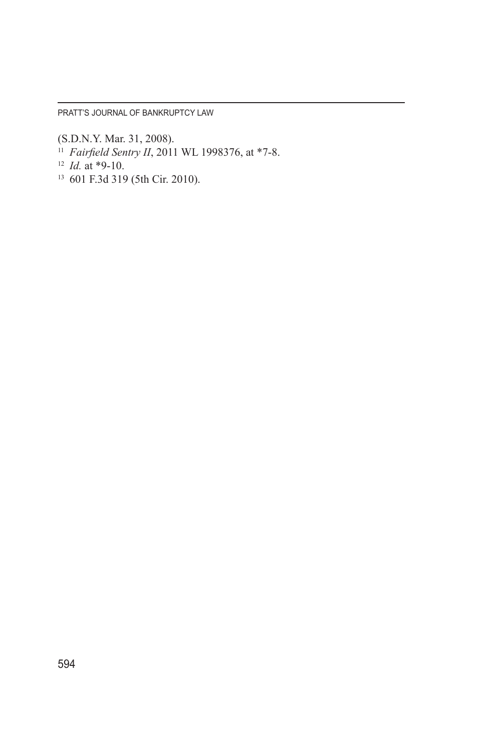(S.D.N.Y. Mar. 31, 2008).

[11] *Fairfield Sentry II*, 2011 WL 1998376, at *7-8.

[12] *Id.* at *9-10.

[13] 601 F.3d 319 (5th Cir. 2010).